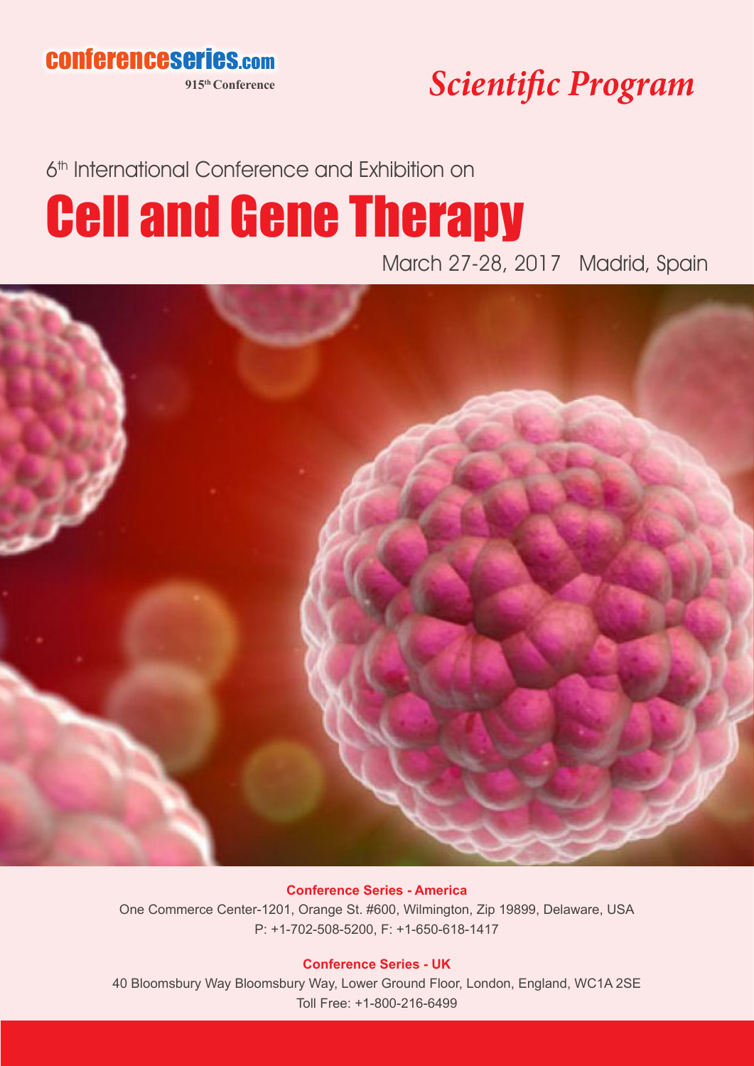conferenceseries.com

915[th] Conference

*Scientific Program*

6[th] International Conference and Exhibition on

# Cell and Gene Therapy

March 27-28, 2017 Madrid, Spain

**Conference Series - America**

One Commerce Center-1201, Orange St. #600, Wilmington, Zip 19899, Delaware, USA

P: +1-702-508-5200, F: +1-650-618-1417

**Conference Series - UK**

40 Bloomsbury Way Bloomsbury Way, Lower Ground Floor, London, England, WC1A 2SE

Toll Free: +1-800-216-6499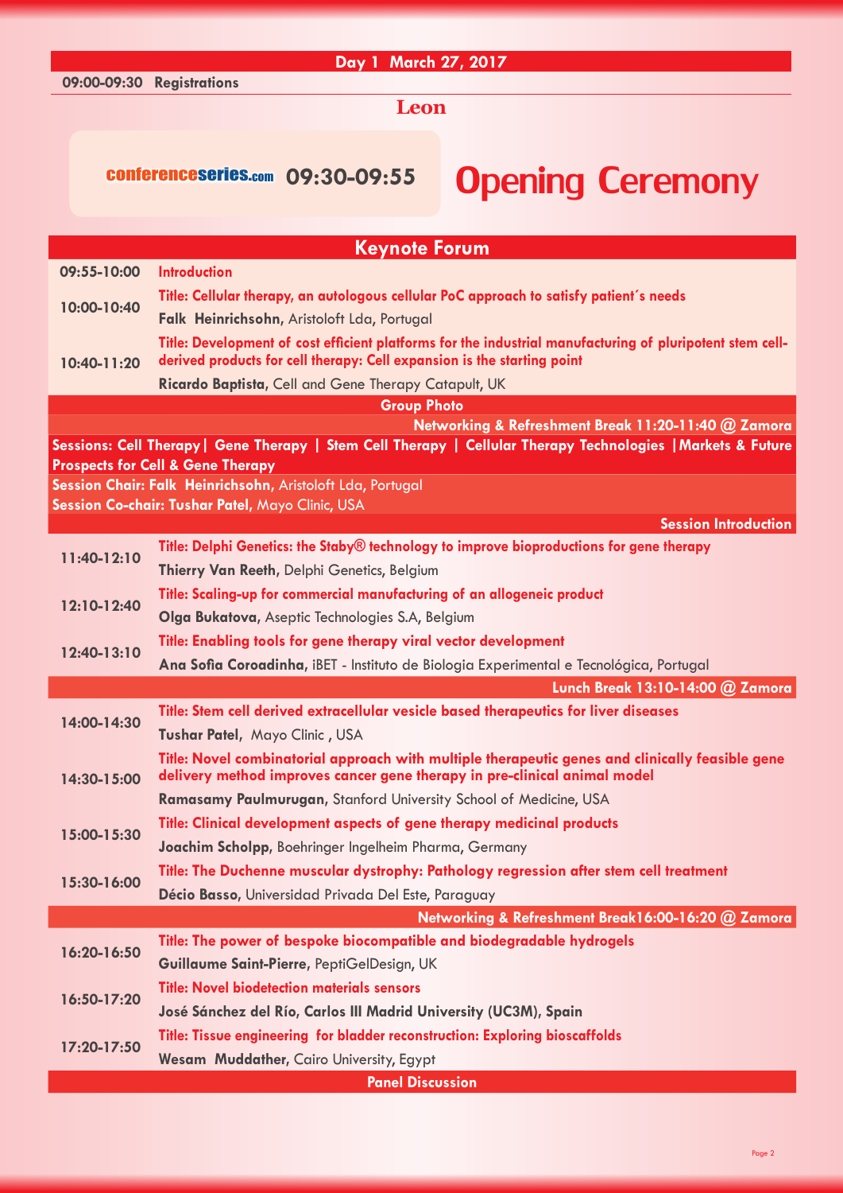## Day 1 March 27, 2017

**09:00-09:30 Registrations**

### Leon

conferenceseries.com **09:30-09:55** **Opening Ceremony**

## Keynote Forum

| | |
|---|---|
| 09:55-10:00 | **Introduction** |
| 10:00-10:40 | **Title: Cellular therapy, an autologous cellular PoC approach to satisfy patient´s needs**<br>**Falk Heinrichsohn**, Aristoloft Lda, Portugal |
| 10:40-11:20 | **Title: Development of cost efficient platforms for the industrial manufacturing of pluripotent stem cell-derived products for cell therapy: Cell expansion is the starting point**<br>**Ricardo Baptista**, Cell and Gene Therapy Catapult, UK |

**Group Photo**

**Networking & Refreshment Break 11:20-11:40 @ Zamora**

**Sessions: Cell Therapy| Gene Therapy | Stem Cell Therapy | Cellular Therapy Technologies |Markets & Future Prospects for Cell & Gene Therapy**

**Session Chair: Falk Heinrichsohn**, Aristoloft Lda, Portugal
**Session Co-chair: Tushar Patel**, Mayo Clinic, USA

**Session Introduction**

| | |
|---|---|
| 11:40-12:10 | **Title: Delphi Genetics: the Staby® technology to improve bioproductions for gene therapy**<br>**Thierry Van Reeth**, Delphi Genetics, Belgium |
| 12:10-12:40 | **Title: Scaling-up for commercial manufacturing of an allogeneic product**<br>**Olga Bukatova**, Aseptic Technologies S.A, Belgium |
| 12:40-13:10 | **Title: Enabling tools for gene therapy viral vector development**<br>**Ana Sofia Coroadinha**, iBET - Instituto de Biologia Experimental e Tecnológica, Portugal |

**Lunch Break 13:10-14:00 @ Zamora**

| | |
|---|---|
| 14:00-14:30 | **Title: Stem cell derived extracellular vesicle based therapeutics for liver diseases**<br>**Tushar Patel**, Mayo Clinic , USA |
| 14:30-15:00 | **Title: Novel combinatorial approach with multiple therapeutic genes and clinically feasible gene delivery method improves cancer gene therapy in pre-clinical animal model**<br>**Ramasamy Paulmurugan**, Stanford University School of Medicine, USA |
| 15:00-15:30 | **Title: Clinical development aspects of gene therapy medicinal products**<br>**Joachim Scholpp**, Boehringer Ingelheim Pharma, Germany |
| 15:30-16:00 | **Title: The Duchenne muscular dystrophy: Pathology regression after stem cell treatment**<br>**Décio Basso**, Universidad Privada Del Este, Paraguay |

**Networking & Refreshment Break16:00-16:20 @ Zamora**

| | |
|---|---|
| 16:20-16:50 | **Title: The power of bespoke biocompatible and biodegradable hydrogels**<br>**Guillaume Saint-Pierre**, PeptiGelDesign, UK |
| 16:50-17:20 | **Title: Novel biodetection materials sensors**<br>**José Sánchez del Río, Carlos III Madrid University (UC3M), Spain** |
| 17:20-17:50 | **Title: Tissue engineering for bladder reconstruction: Exploring bioscaffolds**<br>**Wesam Muddather**, Cairo University, Egypt |

**Panel Discussion**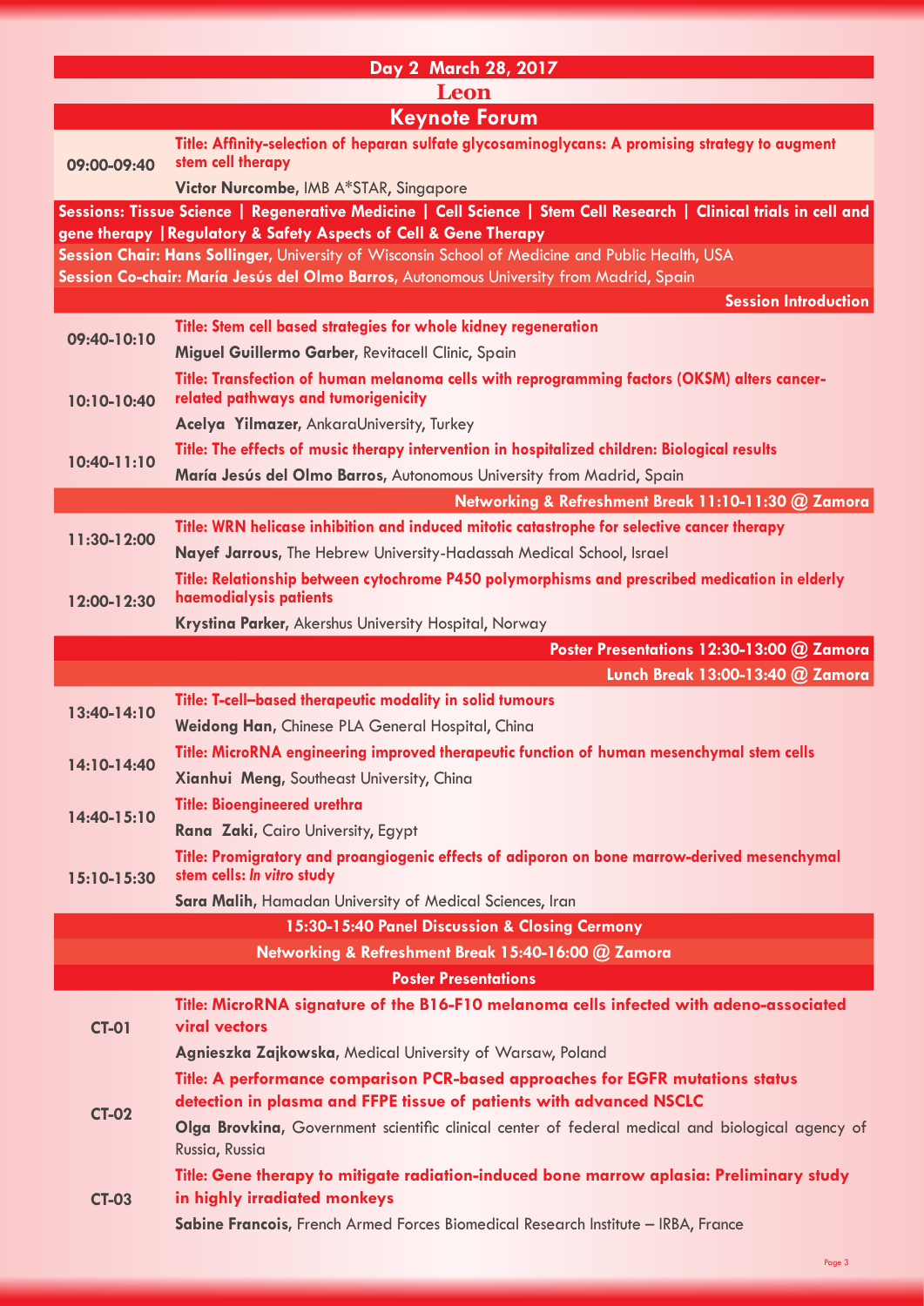## Day 2 March 28, 2017

### Leon

### Keynote Forum

| | |
|---|---|
| 09:00-09:40 | **Title: Affinity-selection of heparan sulfate glycosaminoglycans: A promising strategy to augment stem cell therapy**<br>**Victor Nurcombe**, IMB A*STAR, Singapore |

**Sessions: Tissue Science | Regenerative Medicine | Cell Science | Stem Cell Research | Clinical trials in cell and gene therapy | Regulatory & Safety Aspects of Cell & Gene Therapy**

**Session Chair: Hans Sollinger,** University of Wisconsin School of Medicine and Public Health, USA

**Session Co-chair: María Jesús del Olmo Barros,** Autonomous University from Madrid, Spain

**Session Introduction**

| | |
|---|---|
| 09:40-10:10 | **Title: Stem cell based strategies for whole kidney regeneration**<br>**Miguel Guillermo Garber,** Revitacell Clinic, Spain |
| 10:10-10:40 | **Title: Transfection of human melanoma cells with reprogramming factors (OKSM) alters cancer-related pathways and tumorigenicity**<br>**Acelya Yilmazer,** AnkaraUniversity, Turkey |
| 10:40-11:10 | **Title: The effects of music therapy intervention in hospitalized children: Biological results**<br>**María Jesús del Olmo Barros,** Autonomous University from Madrid, Spain |
| | **Networking & Refreshment Break 11:10-11:30 @ Zamora** |
| 11:30-12:00 | **Title: WRN helicase inhibition and induced mitotic catastrophe for selective cancer therapy**<br>**Nayef Jarrous,** The Hebrew University-Hadassah Medical School, Israel |
| 12:00-12:30 | **Title: Relationship between cytochrome P450 polymorphisms and prescribed medication in elderly haemodialysis patients**<br>**Krystina Parker,** Akershus University Hospital, Norway |
| | **Poster Presentations 12:30-13:00 @ Zamora** |
| | **Lunch Break 13:00-13:40 @ Zamora** |
| 13:40-14:10 | **Title: T-cell–based therapeutic modality in solid tumours**<br>**Weidong Han,** Chinese PLA General Hospital, China |
| 14:10-14:40 | **Title: MicroRNA engineering improved therapeutic function of human mesenchymal stem cells**<br>**Xianhui Meng,** Southeast University, China |
| 14:40-15:10 | **Title: Bioengineered urethra**<br>**Rana Zaki,** Cairo University, Egypt |
| 15:10-15:30 | **Title: Promigratory and proangiogenic effects of adiporon on bone marrow-derived mesenchymal stem cells: *In vitro* study**<br>**Sara Malih,** Hamadan University of Medical Sciences, Iran |

**15:30-15:40 Panel Discussion & Closing Cermony**

**Networking & Refreshment Break 15:40-16:00 @ Zamora**

### Poster Presentations

| | |
|---|---|
| CT-01 | **Title: MicroRNA signature of the B16-F10 melanoma cells infected with adeno-associated viral vectors**<br>**Agnieszka Zajkowska,** Medical University of Warsaw, Poland |
| CT-02 | **Title: A performance comparison PCR-based approaches for EGFR mutations status detection in plasma and FFPE tissue of patients with advanced NSCLC**<br>**Olga Brovkina,** Government scientific clinical center of federal medical and biological agency of Russia, Russia |
| CT-03 | **Title: Gene therapy to mitigate radiation-induced bone marrow aplasia: Preliminary study in highly irradiated monkeys**<br>**Sabine Francois,** French Armed Forces Biomedical Research Institute – IRBA, France |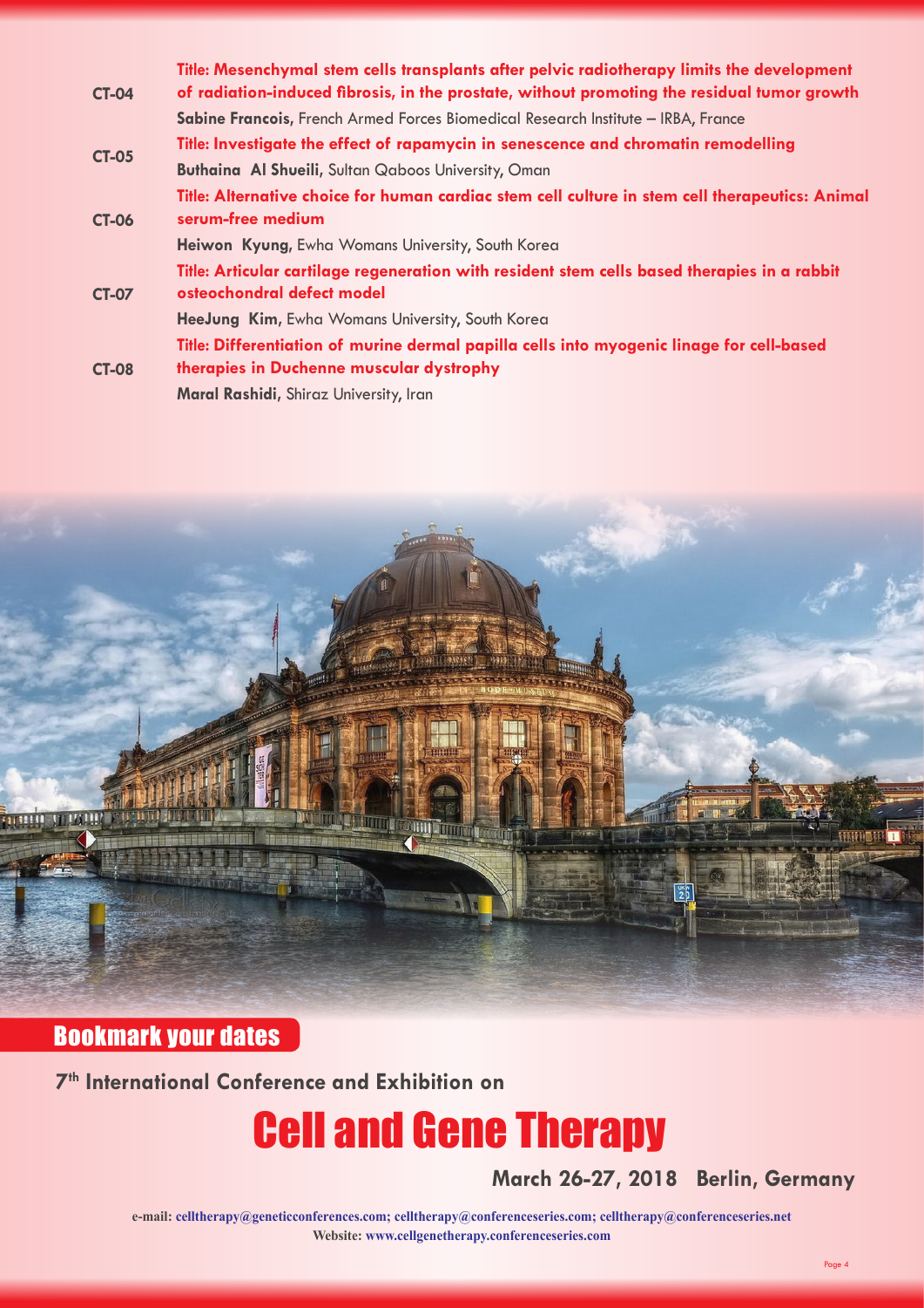**CT-04**

**Title: Mesenchymal stem cells transplants after pelvic radiotherapy limits the development of radiation-induced fibrosis, in the prostate, without promoting the residual tumor growth**

**Sabine Francois,** French Armed Forces Biomedical Research Institute – IRBA, France

**CT-05**

**Title: Investigate the effect of rapamycin in senescence and chromatin remodelling**

**Buthaina Al Shueili,** Sultan Qaboos University, Oman

**CT-06**

**Title: Alternative choice for human cardiac stem cell culture in stem cell therapeutics: Animal serum-free medium**

**Heiwon Kyung,** Ewha Womans University, South Korea

**CT-07**

**Title: Articular cartilage regeneration with resident stem cells based therapies in a rabbit osteochondral defect model**

**HeeJung Kim,** Ewha Womans University, South Korea

**CT-08**

**Title: Differentiation of murine dermal papilla cells into myogenic linage for cell-based therapies in Duchenne muscular dystrophy**

**Maral Rashidi,** Shiraz University, Iran

## Bookmark your dates

**7th International Conference and Exhibition on**

# Cell and Gene Therapy

**March 26-27, 2018 Berlin, Germany**

**e-mail:** celltherapy@geneticconferences.com; celltherapy@conferenceseries.com; celltherapy@conferenceseries.net

**Website:** www.cellgenetherapy.conferenceseries.com